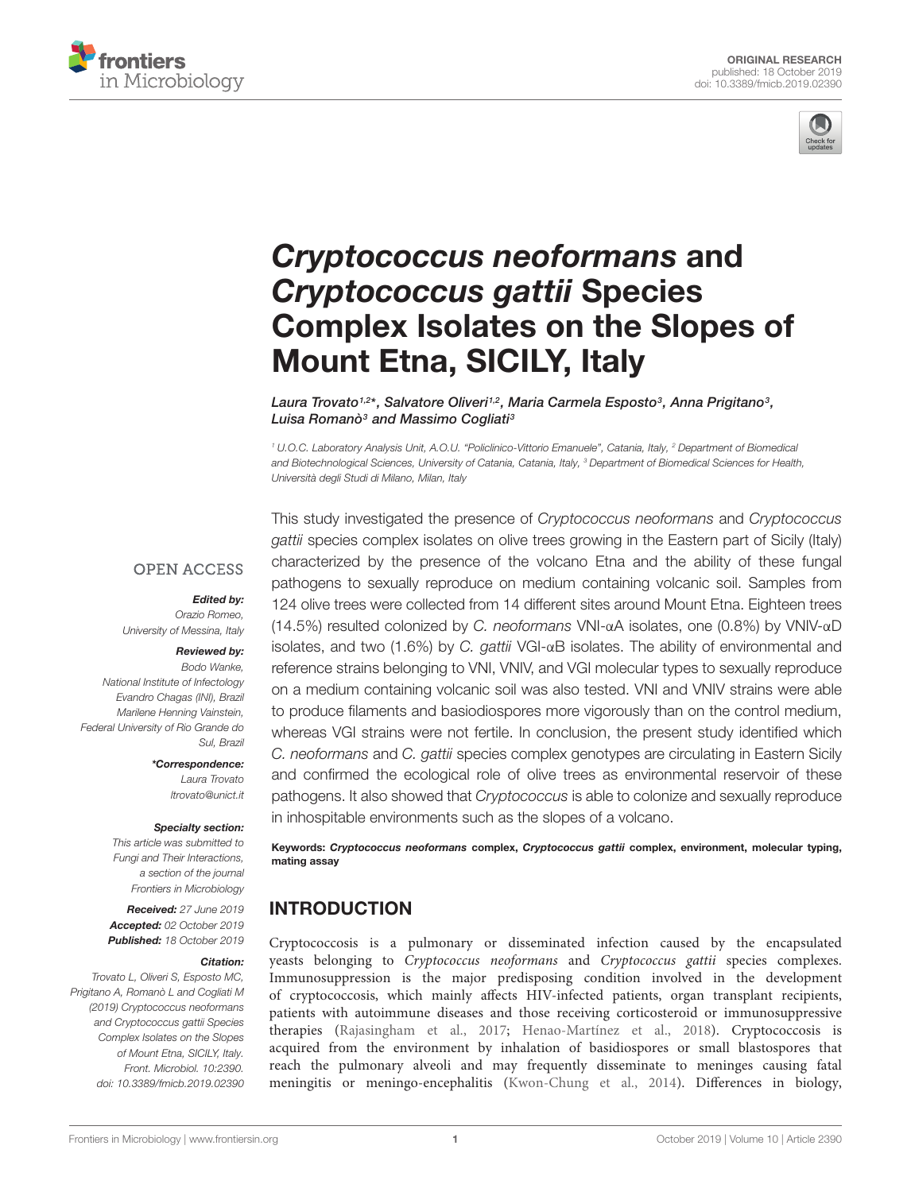ORIGINAL RESEARCH
published: 18 October 2019
doi: 10.3389/fmicb.2019.02390

# *Cryptococcus neoformans* and *Cryptococcus gattii* Species Complex Isolates on the Slopes of Mount Etna, SICILY, Italy

*Laura Trovato[1,2]\*, Salvatore Oliveri[1,2], Maria Carmela Esposto[3], Anna Prigitano[3], Luisa Romanò[3] and Massimo Cogliati[3]*

[1] U.O.C. Laboratory Analysis Unit, A.O.U. "Policlinico-Vittorio Emanuele", Catania, Italy, [2] Department of Biomedical and Biotechnological Sciences, University of Catania, Catania, Italy, [3] Department of Biomedical Sciences for Health, Università degli Studi di Milano, Milan, Italy

OPEN ACCESS

**Edited by:**
Orazio Romeo,
University of Messina, Italy

**Reviewed by:**
Bodo Wanke,
National Institute of Infectology Evandro Chagas (INI), Brazil
Marilene Henning Vainstein,
Federal University of Rio Grande do Sul, Brazil

**\*Correspondence:**
Laura Trovato
ltrovato@unict.it

**Specialty section:**
This article was submitted to Fungi and Their Interactions, a section of the journal Frontiers in Microbiology

**Received:** 27 June 2019
**Accepted:** 02 October 2019
**Published:** 18 October 2019

**Citation:**
Trovato L, Oliveri S, Esposto MC, Prigitano A, Romanò L and Cogliati M (2019) Cryptococcus neoformans and Cryptococcus gattii Species Complex Isolates on the Slopes of Mount Etna, SICILY, Italy. Front. Microbiol. 10:2390. doi: 10.3389/fmicb.2019.02390

This study investigated the presence of *Cryptococcus neoformans* and *Cryptococcus gattii* species complex isolates on olive trees growing in the Eastern part of Sicily (Italy) characterized by the presence of the volcano Etna and the ability of these fungal pathogens to sexually reproduce on medium containing volcanic soil. Samples from 124 olive trees were collected from 14 different sites around Mount Etna. Eighteen trees (14.5%) resulted colonized by *C. neoformans* VNI-αA isolates, one (0.8%) by VNIV-αD isolates, and two (1.6%) by *C. gattii* VGI-αB isolates. The ability of environmental and reference strains belonging to VNI, VNIV, and VGI molecular types to sexually reproduce on a medium containing volcanic soil was also tested. VNI and VNIV strains were able to produce filaments and basiodiospores more vigorously than on the control medium, whereas VGI strains were not fertile. In conclusion, the present study identified which *C. neoformans* and *C. gattii* species complex genotypes are circulating in Eastern Sicily and confirmed the ecological role of olive trees as environmental reservoir of these pathogens. It also showed that *Cryptococcus* is able to colonize and sexually reproduce in inhospitable environments such as the slopes of a volcano.

**Keywords:** ***Cryptococcus neoformans*** **complex,** ***Cryptococcus gattii*** **complex, environment, molecular typing, mating assay**

## INTRODUCTION

Cryptococcosis is a pulmonary or disseminated infection caused by the encapsulated yeasts belonging to *Cryptococcus neoformans* and *Cryptococcus gattii* species complexes. Immunosuppression is the major predisposing condition involved in the development of cryptococcosis, which mainly affects HIV-infected patients, organ transplant recipients, patients with autoimmune diseases and those receiving corticosteroid or immunosuppressive therapies (Rajasingham et al., 2017; Henao-Martínez et al., 2018). Cryptococcosis is acquired from the environment by inhalation of basidiospores or small blastospores that reach the pulmonary alveoli and may frequently disseminate to meninges causing fatal meningitis or meningo-encephalitis (Kwon-Chung et al., 2014). Differences in biology,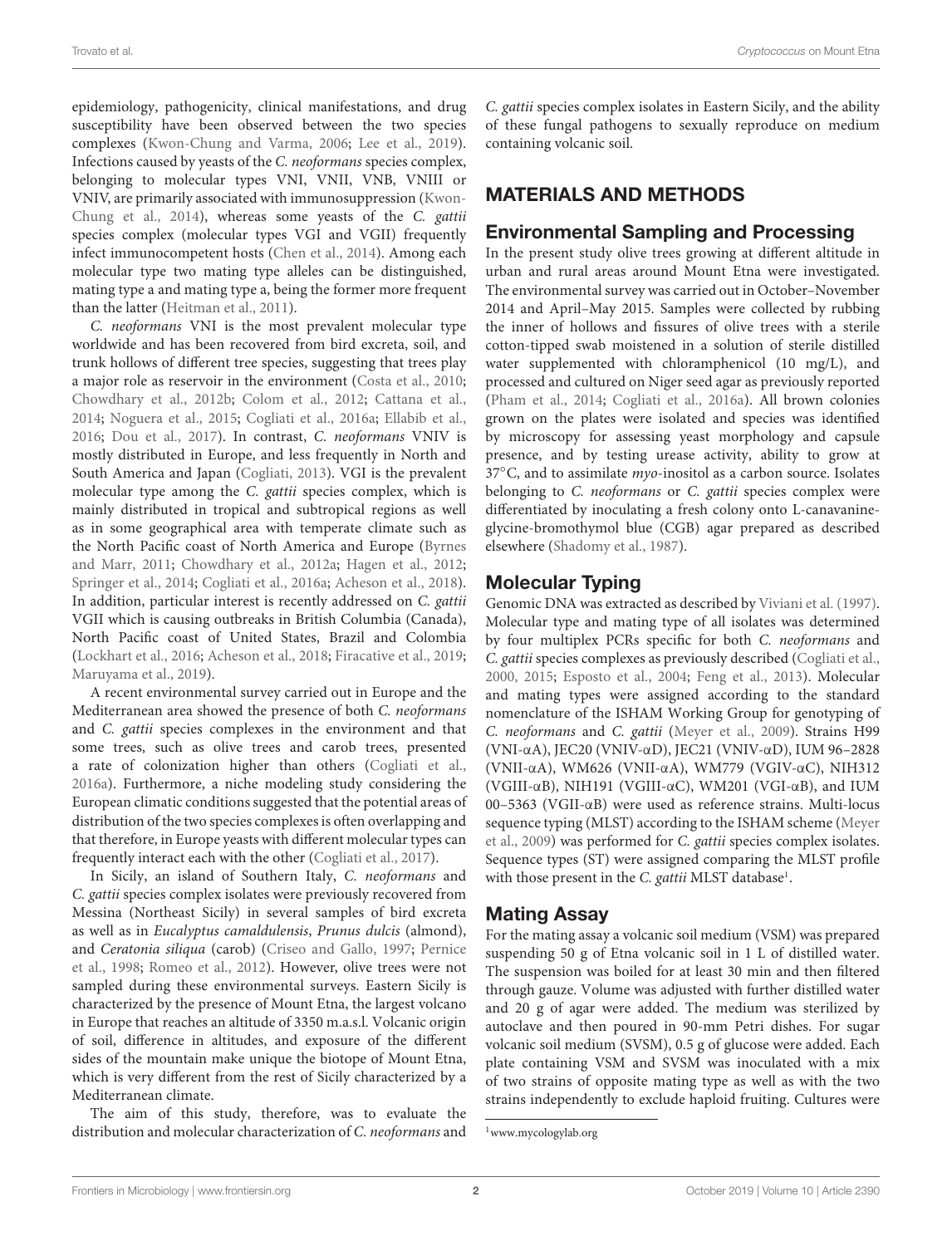epidemiology, pathogenicity, clinical manifestations, and drug susceptibility have been observed between the two species complexes (Kwon-Chung and Varma, 2006; Lee et al., 2019). Infections caused by yeasts of the *C. neoformans* species complex, belonging to molecular types VNI, VNII, VNB, VNIII or VNIV, are primarily associated with immunosuppression (Kwon-Chung et al., 2014), whereas some yeasts of the *C. gattii* species complex (molecular types VGI and VGII) frequently infect immunocompetent hosts (Chen et al., 2014). Among each molecular type two mating type alleles can be distinguished, mating type a and mating type a, being the former more frequent than the latter (Heitman et al., 2011).

*C. neoformans* VNI is the most prevalent molecular type worldwide and has been recovered from bird excreta, soil, and trunk hollows of different tree species, suggesting that trees play a major role as reservoir in the environment (Costa et al., 2010; Chowdhary et al., 2012b; Colom et al., 2012; Cattana et al., 2014; Noguera et al., 2015; Cogliati et al., 2016a; Ellabib et al., 2016; Dou et al., 2017). In contrast, *C. neoformans* VNIV is mostly distributed in Europe, and less frequently in North and South America and Japan (Cogliati, 2013). VGI is the prevalent molecular type among the *C. gattii* species complex, which is mainly distributed in tropical and subtropical regions as well as in some geographical area with temperate climate such as the North Pacific coast of North America and Europe (Byrnes and Marr, 2011; Chowdhary et al., 2012a; Hagen et al., 2012; Springer et al., 2014; Cogliati et al., 2016a; Acheson et al., 2018). In addition, particular interest is recently addressed on *C. gattii* VGII which is causing outbreaks in British Columbia (Canada), North Pacific coast of United States, Brazil and Colombia (Lockhart et al., 2016; Acheson et al., 2018; Firacative et al., 2019; Maruyama et al., 2019).

A recent environmental survey carried out in Europe and the Mediterranean area showed the presence of both *C. neoformans* and *C. gattii* species complexes in the environment and that some trees, such as olive trees and carob trees, presented a rate of colonization higher than others (Cogliati et al., 2016a). Furthermore, a niche modeling study considering the European climatic conditions suggested that the potential areas of distribution of the two species complexes is often overlapping and that therefore, in Europe yeasts with different molecular types can frequently interact each with the other (Cogliati et al., 2017).

In Sicily, an island of Southern Italy, *C. neoformans* and *C. gattii* species complex isolates were previously recovered from Messina (Northeast Sicily) in several samples of bird excreta as well as in *Eucalyptus camaldulensis*, *Prunus dulcis* (almond), and *Ceratonia siliqua* (carob) (Criseo and Gallo, 1997; Pernice et al., 1998; Romeo et al., 2012). However, olive trees were not sampled during these environmental surveys. Eastern Sicily is characterized by the presence of Mount Etna, the largest volcano in Europe that reaches an altitude of 3350 m.a.s.l. Volcanic origin of soil, difference in altitudes, and exposure of the different sides of the mountain make unique the biotope of Mount Etna, which is very different from the rest of Sicily characterized by a Mediterranean climate.

The aim of this study, therefore, was to evaluate the distribution and molecular characterization of *C. neoformans* and *C. gattii* species complex isolates in Eastern Sicily, and the ability of these fungal pathogens to sexually reproduce on medium containing volcanic soil.

## MATERIALS AND METHODS

### Environmental Sampling and Processing

In the present study olive trees growing at different altitude in urban and rural areas around Mount Etna were investigated. The environmental survey was carried out in October–November 2014 and April–May 2015. Samples were collected by rubbing the inner of hollows and fissures of olive trees with a sterile cotton-tipped swab moistened in a solution of sterile distilled water supplemented with chloramphenicol (10 mg/L), and processed and cultured on Niger seed agar as previously reported (Pham et al., 2014; Cogliati et al., 2016a). All brown colonies grown on the plates were isolated and species was identified by microscopy for assessing yeast morphology and capsule presence, and by testing urease activity, ability to grow at 37°C, and to assimilate *myo*-inositol as a carbon source. Isolates belonging to *C. neoformans* or *C. gattii* species complex were differentiated by inoculating a fresh colony onto L-canavanine-glycine-bromothymol blue (CGB) agar prepared as described elsewhere (Shadomy et al., 1987).

### Molecular Typing

Genomic DNA was extracted as described by Viviani et al. (1997). Molecular type and mating type of all isolates was determined by four multiplex PCRs specific for both *C. neoformans* and *C. gattii* species complexes as previously described (Cogliati et al., 2000, 2015; Esposto et al., 2004; Feng et al., 2013). Molecular and mating types were assigned according to the standard nomenclature of the ISHAM Working Group for genotyping of *C. neoformans* and *C. gattii* (Meyer et al., 2009). Strains H99 (VNI-αA), JEC20 (VNIV-αD), JEC21 (VNIV-αD), IUM 96–2828 (VNII-αA), WM626 (VNII-αA), WM779 (VGIV-αC), NIH312 (VGIII-αB), NIH191 (VGIII-αC), WM201 (VGI-αB), and IUM 00–5363 (VGII-αB) were used as reference strains. Multi-locus sequence typing (MLST) according to the ISHAM scheme (Meyer et al., 2009) was performed for *C. gattii* species complex isolates. Sequence types (ST) were assigned comparing the MLST profile with those present in the *C. gattii* MLST database[1].

### Mating Assay

For the mating assay a volcanic soil medium (VSM) was prepared suspending 50 g of Etna volcanic soil in 1 L of distilled water. The suspension was boiled for at least 30 min and then filtered through gauze. Volume was adjusted with further distilled water and 20 g of agar were added. The medium was sterilized by autoclave and then poured in 90-mm Petri dishes. For sugar volcanic soil medium (SVSM), 0.5 g of glucose were added. Each plate containing VSM and SVSM was inoculated with a mix of two strains of opposite mating type as well as with the two strains independently to exclude haploid fruiting. Cultures were

[1] www.mycologylab.org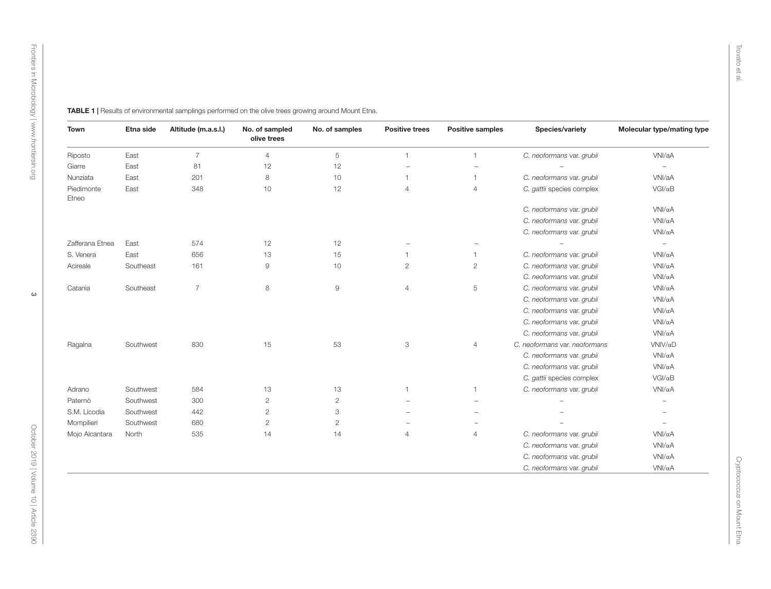**TABLE 1 |** Results of environmental samplings performed on the olive trees growing around Mount Etna.

| Town | Etna side | Altitude (m.a.s.l.) | No. of sampled olive trees | No. of samples | Positive trees | Positive samples | Species/variety | Molecular type/mating type |
|---|---|---|---|---|---|---|---|---|
| Riposto | East | 7 | 4 | 5 | 1 | 1 | *C. neoformans* var. *grubii* | VNI/aA |
| Giarre | East | 81 | 12 | 12 | – | – | – | – |
| Nunziata | East | 201 | 8 | 10 | 1 | 1 | *C. neoformans* var. *grubii* | VNI/aA |
| Piedimonte Etneo | East | 348 | 10 | 12 | 4 | 4 | *C. gattii* species complex | VGI/αB |
| | | | | | | | *C. neoformans* var. *grubii* | VNI/αA |
| | | | | | | | *C. neoformans* var. *grubii* | VNI/αA |
| | | | | | | | *C. neoformans* var. *grubii* | VNI/αA |
| Zafferana Etnea | East | 574 | 12 | 12 | – | – | – | – |
| S. Venera | East | 656 | 13 | 15 | 1 | 1 | *C. neoformans* var. *grubii* | VNI/αA |
| Acireale | Southeast | 161 | 9 | 10 | 2 | 2 | *C. neoformans* var. *grubii* | VNI/αA |
| | | | | | | | *C. neoformans* var. *grubii* | VNI/αA |
| Catania | Southeast | 7 | 8 | 9 | 4 | 5 | *C. neoformans* var. *grubii* | VNI/αA |
| | | | | | | | *C. neoformans* var. *grubii* | VNI/αA |
| | | | | | | | *C. neoformans* var. *grubii* | VNI/αA |
| | | | | | | | *C. neoformans* var. *grubii* | VNI/αA |
| | | | | | | | *C. neoformans* var. *grubii* | VNI/αA |
| Ragalna | Southwest | 830 | 15 | 53 | 3 | 4 | *C. neoformans* var. *neoformans* | VNIV/αD |
| | | | | | | | *C. neoformans* var. *grubii* | VNI/αA |
| | | | | | | | *C. neoformans* var. *grubii* | VNI/αA |
| | | | | | | | *C. gattii* species complex | VGI/αB |
| Adrano | Southwest | 584 | 13 | 13 | 1 | 1 | *C. neoformans* var. *grubii* | VNI/αA |
| Paternò | Southwest | 300 | 2 | 2 | – | – | – | – |
| S.M. Licodia | Southwest | 442 | 2 | 3 | – | – | – | – |
| Mompilieri | Southwest | 680 | 2 | 2 | – | – | – | – |
| Mojo Alcantara | North | 535 | 14 | 14 | 4 | 4 | *C. neoformans* var. *grubii* | VNI/αA |
| | | | | | | | *C. neoformans* var. *grubii* | VNI/αA |
| | | | | | | | *C. neoformans* var. *grubii* | VNI/αA |
| | | | | | | | *C. neoformans* var. *grubii* | VNI/αA |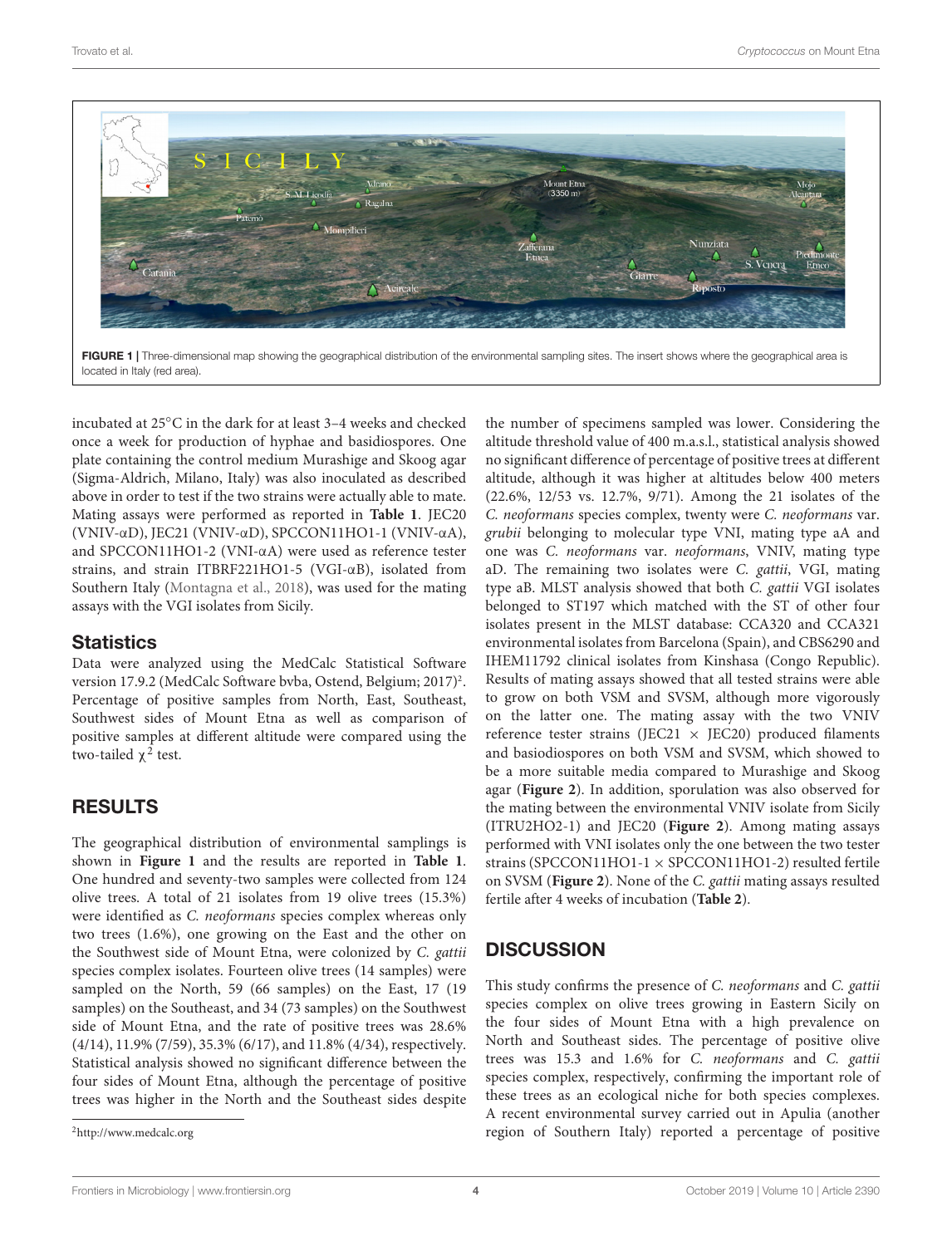FIGURE 1 | Three-dimensional map showing the geographical distribution of the environmental sampling sites. The insert shows where the geographical area is located in Italy (red area).

incubated at 25°C in the dark for at least 3–4 weeks and checked once a week for production of hyphae and basidiospores. One plate containing the control medium Murashige and Skoog agar (Sigma-Aldrich, Milano, Italy) was also inoculated as described above in order to test if the two strains were actually able to mate. Mating assays were performed as reported in **Table 1**. JEC20 (VNIV-αD), JEC21 (VNIV-αD), SPCCON11HO1-1 (VNIV-αA), and SPCCON11HO1-2 (VNI-αA) were used as reference tester strains, and strain ITBRF221HO1-5 (VGI-αB), isolated from Southern Italy (Montagna et al., 2018), was used for the mating assays with the VGI isolates from Sicily.

## Statistics

Data were analyzed using the MedCalc Statistical Software version 17.9.2 (MedCalc Software bvba, Ostend, Belgium; 2017)[2]. Percentage of positive samples from North, East, Southeast, Southwest sides of Mount Etna as well as comparison of positive samples at different altitude were compared using the two-tailed $\chi^2$ test.

## RESULTS

The geographical distribution of environmental samplings is shown in **Figure 1** and the results are reported in **Table 1**. One hundred and seventy-two samples were collected from 124 olive trees. A total of 21 isolates from 19 olive trees (15.3%) were identified as *C. neoformans* species complex whereas only two trees (1.6%), one growing on the East and the other on the Southwest side of Mount Etna, were colonized by *C. gattii* species complex isolates. Fourteen olive trees (14 samples) were sampled on the North, 59 (66 samples) on the East, 17 (19 samples) on the Southeast, and 34 (73 samples) on the Southwest side of Mount Etna, and the rate of positive trees was 28.6% (4/14), 11.9% (7/59), 35.3% (6/17), and 11.8% (4/34), respectively. Statistical analysis showed no significant difference between the four sides of Mount Etna, although the percentage of positive trees was higher in the North and the Southeast sides despite the number of specimens sampled was lower. Considering the altitude threshold value of 400 m.a.s.l., statistical analysis showed no significant difference of percentage of positive trees at different altitude, although it was higher at altitudes below 400 meters (22.6%, 12/53 vs. 12.7%, 9/71). Among the 21 isolates of the *C. neoformans* species complex, twenty were *C. neoformans* var. *grubii* belonging to molecular type VNI, mating type aA and one was *C. neoformans* var. *neoformans*, VNIV, mating type aD. The remaining two isolates were *C. gattii*, VGI, mating type aB. MLST analysis showed that both *C. gattii* VGI isolates belonged to ST197 which matched with the ST of other four isolates present in the MLST database: CCA320 and CCA321 environmental isolates from Barcelona (Spain), and CBS6290 and IHEM11792 clinical isolates from Kinshasa (Congo Republic). Results of mating assays showed that all tested strains were able to grow on both VSM and SVSM, although more vigorously on the latter one. The mating assay with the two VNIV reference tester strains (JEC21 × JEC20) produced filaments and basiodiospores on both VSM and SVSM, which showed to be a more suitable media compared to Murashige and Skoog agar (**Figure 2**). In addition, sporulation was also observed for the mating between the environmental VNIV isolate from Sicily (ITRU2HO2-1) and JEC20 (**Figure 2**). Among mating assays performed with VNI isolates only the one between the two tester strains (SPCCON11HO1-1 × SPCCON11HO1-2) resulted fertile on SVSM (**Figure 2**). None of the *C. gattii* mating assays resulted fertile after 4 weeks of incubation (**Table 2**).

## DISCUSSION

This study confirms the presence of *C. neoformans* and *C. gattii* species complex on olive trees growing in Eastern Sicily on the four sides of Mount Etna with a high prevalence on North and Southeast sides. The percentage of positive olive trees was 15.3 and 1.6% for *C. neoformans* and *C. gattii* species complex, respectively, confirming the important role of these trees as an ecological niche for both species complexes. A recent environmental survey carried out in Apulia (another region of Southern Italy) reported a percentage of positive

[2] http://www.medcalc.org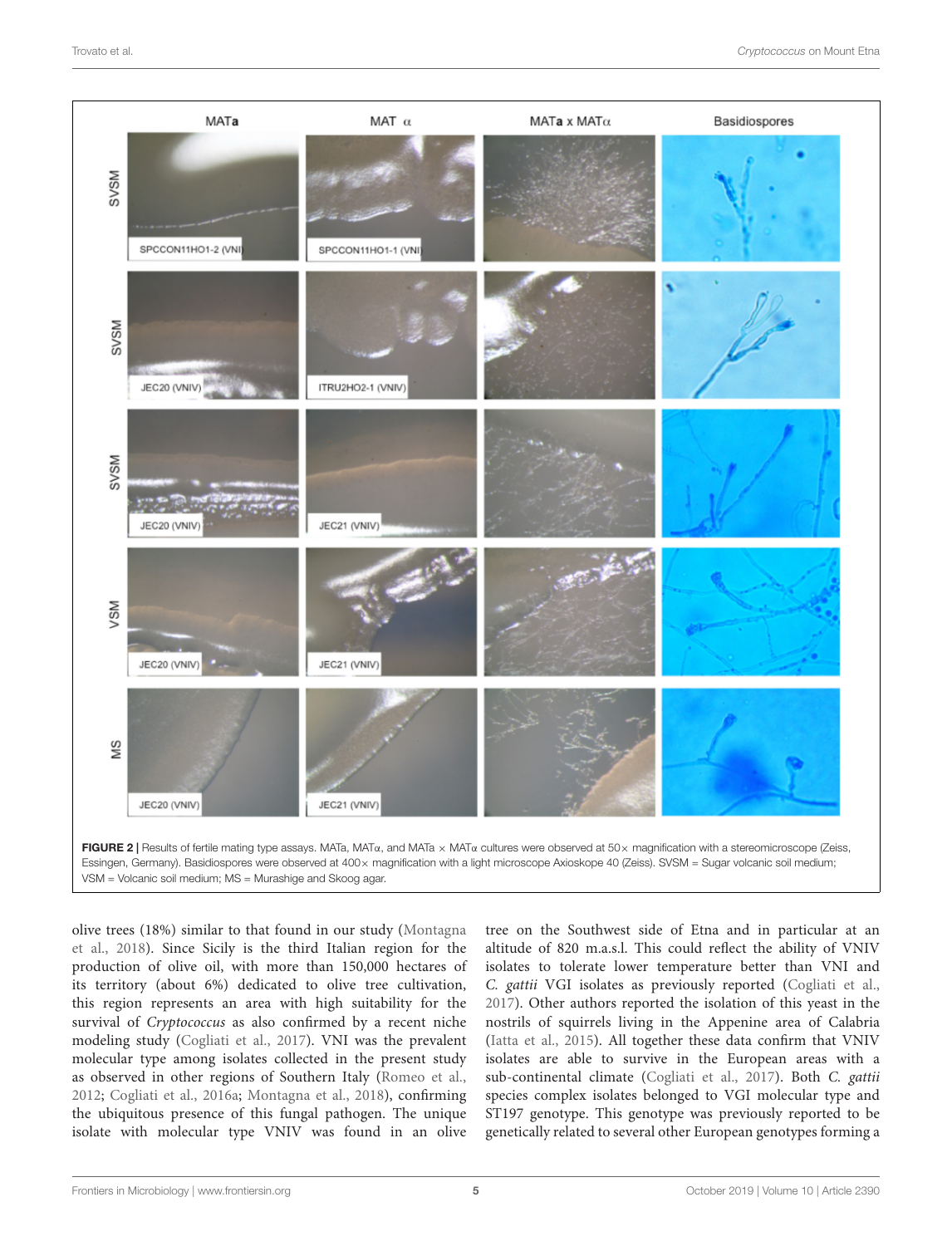**FIGURE 2 |** Results of fertile mating type assays. MATa, MATα, and MATa × MATα cultures were observed at 50× magnification with a stereomicroscope (Zeiss, Essingen, Germany). Basidiospores were observed at 400× magnification with a light microscope Axioskope 40 (Zeiss). SVSM = Sugar volcanic soil medium; VSM = Volcanic soil medium; MS = Murashige and Skoog agar.

olive trees (18%) similar to that found in our study (Montagna et al., 2018). Since Sicily is the third Italian region for the production of olive oil, with more than 150,000 hectares of its territory (about 6%) dedicated to olive tree cultivation, this region represents an area with high suitability for the survival of *Cryptococcus* as also confirmed by a recent niche modeling study (Cogliati et al., 2017). VNI was the prevalent molecular type among isolates collected in the present study as observed in other regions of Southern Italy (Romeo et al., 2012; Cogliati et al., 2016a; Montagna et al., 2018), confirming the ubiquitous presence of this fungal pathogen. The unique isolate with molecular type VNIV was found in an olive tree on the Southwest side of Etna and in particular at an altitude of 820 m.a.s.l. This could reflect the ability of VNIV isolates to tolerate lower temperature better than VNI and *C. gattii* VGI isolates as previously reported (Cogliati et al., 2017). Other authors reported the isolation of this yeast in the nostrils of squirrels living in the Appenine area of Calabria (Iatta et al., 2015). All together these data confirm that VNIV isolates are able to survive in the European areas with a sub-continental climate (Cogliati et al., 2017). Both *C. gattii* species complex isolates belonged to VGI molecular type and ST197 genotype. This genotype was previously reported to be genetically related to several other European genotypes forming a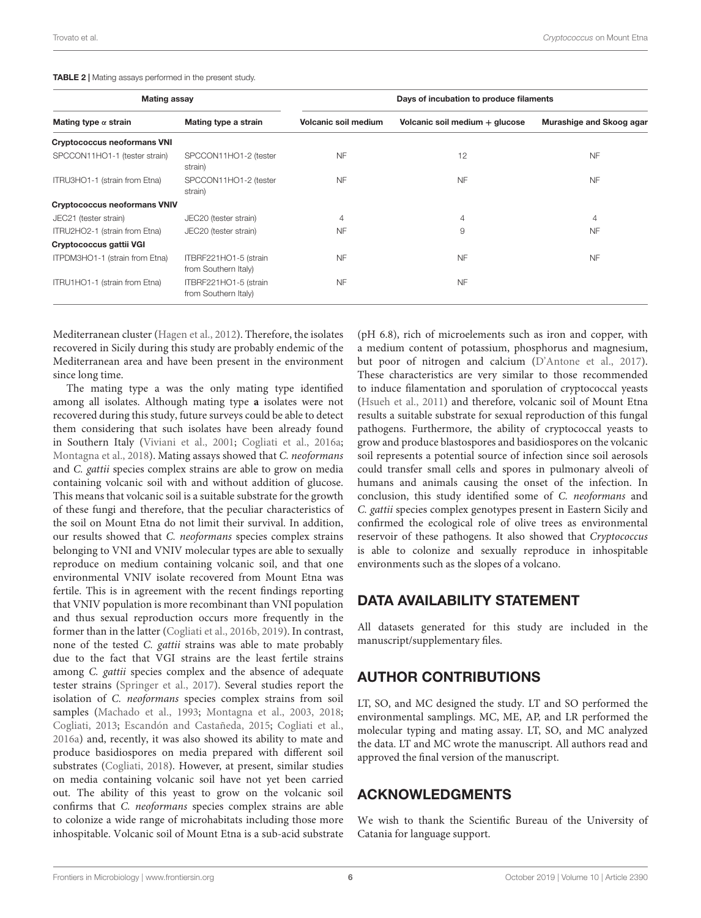**TABLE 2 |** Mating assays performed in the present study.

| Mating assay | | Days of incubation to produce filaments | | |
|---|---|---|---|---|
| **Mating type α strain** | **Mating type a strain** | **Volcanic soil medium** | **Volcanic soil medium + glucose** | **Murashige and Skoog agar** |
| ***Cryptococcus neoformans* VNI** | | | | |
| SPCCON11HO1-1 (tester strain) | SPCCON11HO1-2 (tester strain) | NF | 12 | NF |
| ITRU3HO1-1 (strain from Etna) | SPCCON11HO1-2 (tester strain) | NF | NF | NF |
| ***Cryptococcus neoformans* VNIV** | | | | |
| JEC21 (tester strain) | JEC20 (tester strain) | 4 | 4 | 4 |
| ITRU2HO2-1 (strain from Etna) | JEC20 (tester strain) | NF | 9 | NF |
| ***Cryptococcus gattii* VGI** | | | | |
| ITPDM3HO1-1 (strain from Etna) | ITBRF221HO1-5 (strain from Southern Italy) | NF | NF | NF |
| ITRU1HO1-1 (strain from Etna) | ITBRF221HO1-5 (strain from Southern Italy) | NF | NF | |

Mediterranean cluster (Hagen et al., 2012). Therefore, the isolates recovered in Sicily during this study are probably endemic of the Mediterranean area and have been present in the environment since long time.

The mating type a was the only mating type identified among all isolates. Although mating type **a** isolates were not recovered during this study, future surveys could be able to detect them considering that such isolates have been already found in Southern Italy (Viviani et al., 2001; Cogliati et al., 2016a; Montagna et al., 2018). Mating assays showed that *C. neoformans* and *C. gattii* species complex strains are able to grow on media containing volcanic soil with and without addition of glucose. This means that volcanic soil is a suitable substrate for the growth of these fungi and therefore, that the peculiar characteristics of the soil on Mount Etna do not limit their survival. In addition, our results showed that *C. neoformans* species complex strains belonging to VNI and VNIV molecular types are able to sexually reproduce on medium containing volcanic soil, and that one environmental VNIV isolate recovered from Mount Etna was fertile. This is in agreement with the recent findings reporting that VNIV population is more recombinant than VNI population and thus sexual reproduction occurs more frequently in the former than in the latter (Cogliati et al., 2016b, 2019). In contrast, none of the tested *C. gattii* strains was able to mate probably due to the fact that VGI strains are the least fertile strains among *C. gattii* species complex and the absence of adequate tester strains (Springer et al., 2017). Several studies report the isolation of *C. neoformans* species complex strains from soil samples (Machado et al., 1993; Montagna et al., 2003, 2018; Cogliati, 2013; Escandón and Castañeda, 2015; Cogliati et al., 2016a) and, recently, it was also showed its ability to mate and produce basidiospores on media prepared with different soil substrates (Cogliati, 2018). However, at present, similar studies on media containing volcanic soil have not yet been carried out. The ability of this yeast to grow on the volcanic soil confirms that *C. neoformans* species complex strains are able to colonize a wide range of microhabitats including those more inhospitable. Volcanic soil of Mount Etna is a sub-acid substrate (pH 6.8), rich of microelements such as iron and copper, with a medium content of potassium, phosphorus and magnesium, but poor of nitrogen and calcium (D'Antone et al., 2017). These characteristics are very similar to those recommended to induce filamentation and sporulation of cryptococcal yeasts (Hsueh et al., 2011) and therefore, volcanic soil of Mount Etna results a suitable substrate for sexual reproduction of this fungal pathogens. Furthermore, the ability of cryptococcal yeasts to grow and produce blastospores and basidiospores on the volcanic soil represents a potential source of infection since soil aerosols could transfer small cells and spores in pulmonary alveoli of humans and animals causing the onset of the infection. In conclusion, this study identified some of *C. neoformans* and *C. gattii* species complex genotypes present in Eastern Sicily and confirmed the ecological role of olive trees as environmental reservoir of these pathogens. It also showed that *Cryptococcus* is able to colonize and sexually reproduce in inhospitable environments such as the slopes of a volcano.

## DATA AVAILABILITY STATEMENT

All datasets generated for this study are included in the manuscript/supplementary files.

## AUTHOR CONTRIBUTIONS

LT, SO, and MC designed the study. LT and SO performed the environmental samplings. MC, ME, AP, and LR performed the molecular typing and mating assay. LT, SO, and MC analyzed the data. LT and MC wrote the manuscript. All authors read and approved the final version of the manuscript.

## ACKNOWLEDGMENTS

We wish to thank the Scientific Bureau of the University of Catania for language support.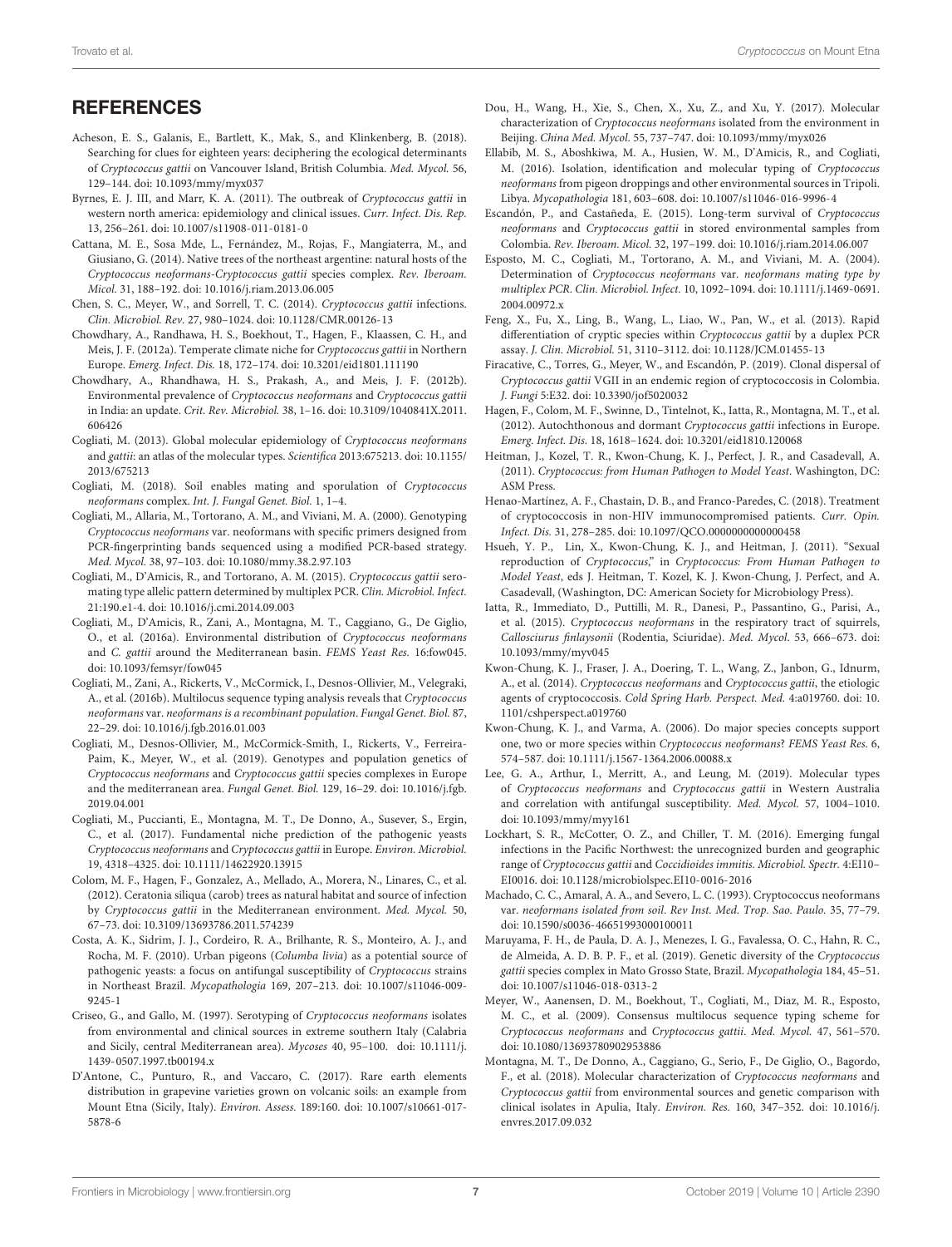## REFERENCES

Acheson, E. S., Galanis, E., Bartlett, K., Mak, S., and Klinkenberg, B. (2018). Searching for clues for eighteen years: deciphering the ecological determinants of *Cryptococcus gattii* on Vancouver Island, British Columbia. *Med. Mycol.* 56, 129–144. doi: 10.1093/mmy/myx037

Byrnes, E. J. III, and Marr, K. A. (2011). The outbreak of *Cryptococcus gattii* in western north america: epidemiology and clinical issues. *Curr. Infect. Dis. Rep.* 13, 256–261. doi: 10.1007/s11908-011-0181-0

Cattana, M. E., Sosa Mde, L., Fernández, M., Rojas, F., Mangiaterra, M., and Giusiano, G. (2014). Native trees of the northeast argentine: natural hosts of the *Cryptococcus neoformans-Cryptococcus gattii* species complex. *Rev. Iberoam. Micol.* 31, 188–192. doi: 10.1016/j.riam.2013.06.005

Chen, S. C., Meyer, W., and Sorrell, T. C. (2014). *Cryptococcus gattii* infections. *Clin. Microbiol. Rev.* 27, 980–1024. doi: 10.1128/CMR.00126-13

Chowdhary, A., Randhawa, H. S., Boekhout, T., Hagen, F., Klaassen, C. H., and Meis, J. F. (2012a). Temperate climate niche for *Cryptococcus gattii* in Northern Europe. *Emerg. Infect. Dis.* 18, 172–174. doi: 10.3201/eid1801.111190

Chowdhary, A., Rhandhawa, H. S., Prakash, A., and Meis, J. F. (2012b). Environmental prevalence of *Cryptococcus neoformans* and *Cryptococcus gattii* in India: an update. *Crit. Rev. Microbiol.* 38, 1–16. doi: 10.3109/1040841X.2011.606426

Cogliati, M. (2013). Global molecular epidemiology of *Cryptococcus neoformans* and *gattii*: an atlas of the molecular types. *Scientifica* 2013:675213. doi: 10.1155/2013/675213

Cogliati, M. (2018). Soil enables mating and sporulation of *Cryptococcus neoformans* complex. *Int. J. Fungal Genet. Biol.* 1, 1–4.

Cogliati, M., Allaria, M., Tortorano, A. M., and Viviani, M. A. (2000). Genotyping *Cryptococcus neoformans* var. neoformans with specific primers designed from PCR-fingerprinting bands sequenced using a modified PCR-based strategy. *Med. Mycol.* 38, 97–103. doi: 10.1080/mmy.38.2.97.103

Cogliati, M., D'Amicis, R., and Tortorano, A. M. (2015). *Cryptococcus gattii* sero-mating type allelic pattern determined by multiplex PCR. *Clin. Microbiol. Infect.* 21:190.e1-4. doi: 10.1016/j.cmi.2014.09.003

Cogliati, M., D'Amicis, R., Zani, A., Montagna, M. T., Caggiano, G., De Giglio, O., et al. (2016a). Environmental distribution of *Cryptococcus neoformans* and *C. gattii* around the Mediterranean basin. *FEMS Yeast Res.* 16:fow045. doi: 10.1093/femsyr/fow045

Cogliati, M., Zani, A., Rickerts, V., McCormick, I., Desnos-Ollivier, M., Velegraki, A., et al. (2016b). Multilocus sequence typing analysis reveals that *Cryptococcus neoformans* var. *neoformans is a recombinant population*. *Fungal Genet. Biol.* 87, 22–29. doi: 10.1016/j.fgb.2016.01.003

Cogliati, M., Desnos-Ollivier, M., McCormick-Smith, I., Rickerts, V., Ferreira-Paim, K., Meyer, W., et al. (2019). Genotypes and population genetics of *Cryptococcus neoformans* and *Cryptococcus gattii* species complexes in Europe and the mediterranean area. *Fungal Genet. Biol.* 129, 16–29. doi: 10.1016/j.fgb.2019.04.001

Cogliati, M., Puccianti, E., Montagna, M. T., De Donno, A., Susever, S., Ergin, C., et al. (2017). Fundamental niche prediction of the pathogenic yeasts *Cryptococcus neoformans* and *Cryptococcus gattii* in Europe. *Environ. Microbiol.* 19, 4318–4325. doi: 10.1111/14622920.13915

Colom, M. F., Hagen, F., Gonzalez, A., Mellado, A., Morera, N., Linares, C., et al. (2012). Ceratonia siliqua (carob) trees as natural habitat and source of infection by *Cryptococcus gattii* in the Mediterranean environment. *Med. Mycol.* 50, 67–73. doi: 10.3109/13693786.2011.574239

Costa, A. K., Sidrim, J. J., Cordeiro, R. A., Brilhante, R. S., Monteiro, A. J., and Rocha, M. F. (2010). Urban pigeons (*Columba livia*) as a potential source of pathogenic yeasts: a focus on antifungal susceptibility of *Cryptococcus* strains in Northeast Brazil. *Mycopathologia* 169, 207–213. doi: 10.1007/s11046-009-9245-1

Criseo, G., and Gallo, M. (1997). Serotyping of *Cryptococcus neoformans* isolates from environmental and clinical sources in extreme southern Italy (Calabria and Sicily, central Mediterranean area). *Mycoses* 40, 95–100. doi: 10.1111/j.1439-0507.1997.tb00194.x

D'Antone, C., Punturo, R., and Vaccaro, C. (2017). Rare earth elements distribution in grapevine varieties grown on volcanic soils: an example from Mount Etna (Sicily, Italy). *Environ. Assess.* 189:160. doi: 10.1007/s10661-017-5878-6

Dou, H., Wang, H., Xie, S., Chen, X., Xu, Z., and Xu, Y. (2017). Molecular characterization of *Cryptococcus neoformans* isolated from the environment in Beijing. *China Med. Mycol.* 55, 737–747. doi: 10.1093/mmy/myx026

Ellabib, M. S., Aboshkiwa, M. A., Husien, W. M., D'Amicis, R., and Cogliati, M. (2016). Isolation, identification and molecular typing of *Cryptococcus neoformans* from pigeon droppings and other environmental sources in Tripoli. Libya. *Mycopathologia* 181, 603–608. doi: 10.1007/s11046-016-9996-4

Escandón, P., and Castañeda, E. (2015). Long-term survival of *Cryptococcus neoformans* and *Cryptococcus gattii* in stored environmental samples from Colombia. *Rev. Iberoam. Micol.* 32, 197–199. doi: 10.1016/j.riam.2014.06.007

Esposto, M. C., Cogliati, M., Tortorano, A. M., and Viviani, M. A. (2004). Determination of *Cryptococcus neoformans* var. *neoformans mating type by multiplex PCR*. *Clin. Microbiol. Infect.* 10, 1092–1094. doi: 10.1111/j.1469-0691.2004.00972.x

Feng, X., Fu, X., Ling, B., Wang, L., Liao, W., Pan, W., et al. (2013). Rapid differentiation of cryptic species within *Cryptococcus gattii* by a duplex PCR assay. *J. Clin. Microbiol.* 51, 3110–3112. doi: 10.1128/JCM.01455-13

Firacative, C., Torres, G., Meyer, W., and Escandón, P. (2019). Clonal dispersal of *Cryptococcus gattii* VGII in an endemic region of cryptococcosis in Colombia. *J. Fungi* 5:E32. doi: 10.3390/jof5020032

Hagen, F., Colom, M. F., Swinne, D., Tintelnot, K., Iatta, R., Montagna, M. T., et al. (2012). Autochthonous and dormant *Cryptococcus gattii* infections in Europe. *Emerg. Infect. Dis.* 18, 1618–1624. doi: 10.3201/eid1810.120068

Heitman, J., Kozel, T. R., Kwon-Chung, K. J., Perfect, J. R., and Casadevall, A. (2011). *Cryptococcus: from Human Pathogen to Model Yeast*. Washington, DC: ASM Press.

Henao-Martínez, A. F., Chastain, D. B., and Franco-Paredes, C. (2018). Treatment of cryptococcosis in non-HIV immunocompromised patients. *Curr. Opin. Infect. Dis.* 31, 278–285. doi: 10.1097/QCO.0000000000000458

Hsueh, Y. P., Lin, X., Kwon-Chung, K. J., and Heitman, J. (2011). "Sexual reproduction of *Cryptococcus*," in *Cryptococcus: From Human Pathogen to Model Yeast*, eds J. Heitman, T. Kozel, K. J. Kwon-Chung, J. Perfect, and A. Casadevall, (Washington, DC: American Society for Microbiology Press).

Iatta, R., Immediato, D., Puttilli, M. R., Danesi, P., Passantino, G., Parisi, A., et al. (2015). *Cryptococcus neoformans* in the respiratory tract of squirrels, *Callosciurus finlaysonii* (Rodentia, Sciuridae). *Med. Mycol.* 53, 666–673. doi: 10.1093/mmy/myv045

Kwon-Chung, K. J., Fraser, J. A., Doering, T. L., Wang, Z., Janbon, G., Idnurm, A., et al. (2014). *Cryptococcus neoformans* and *Cryptococcus gattii*, the etiologic agents of cryptococcosis. *Cold Spring Harb. Perspect. Med.* 4:a019760. doi: 10.1101/cshperspect.a019760

Kwon-Chung, K. J., and Varma, A. (2006). Do major species concepts support one, two or more species within *Cryptococcus neoformans*? *FEMS Yeast Res.* 6, 574–587. doi: 10.1111/j.1567-1364.2006.00088.x

Lee, G. A., Arthur, I., Merritt, A., and Leung, M. (2019). Molecular types of *Cryptococcus neoformans* and *Cryptococcus gattii* in Western Australia and correlation with antifungal susceptibility. *Med. Mycol.* 57, 1004–1010. doi: 10.1093/mmy/myy161

Lockhart, S. R., McCotter, O. Z., and Chiller, T. M. (2016). Emerging fungal infections in the Pacific Northwest: the unrecognized burden and geographic range of *Cryptococcus gattii* and *Coccidioides immitis*. *Microbiol. Spectr.* 4:EI10–EI0016. doi: 10.1128/microbiolspec.EI10-0016-2016

Machado, C. C., Amaral, A. A., and Severo, L. C. (1993). Cryptococcus neoformans var. *neoformans isolated from soil*. *Rev Inst. Med. Trop. Sao. Paulo.* 35, 77–79. doi: 10.1590/s0036-46651993000100011

Maruyama, F. H., de Paula, D. A. J., Menezes, I. G., Favalessa, O. C., Hahn, R. C., de Almeida, A. D. B. P. F., et al. (2019). Genetic diversity of the *Cryptococcus gattii* species complex in Mato Grosso State, Brazil. *Mycopathologia* 184, 45–51. doi: 10.1007/s11046-018-0313-2

Meyer, W., Aanensen, D. M., Boekhout, T., Cogliati, M., Diaz, M. R., Esposto, M. C., et al. (2009). Consensus multilocus sequence typing scheme for *Cryptococcus neoformans* and *Cryptococcus gattii*. *Med. Mycol.* 47, 561–570. doi: 10.1080/13693780902953886

Montagna, M. T., De Donno, A., Caggiano, G., Serio, F., De Giglio, O., Bagordo, F., et al. (2018). Molecular characterization of *Cryptococcus neoformans* and *Cryptococcus gattii* from environmental sources and genetic comparison with clinical isolates in Apulia, Italy. *Environ. Res.* 160, 347–352. doi: 10.1016/j.envres.2017.09.032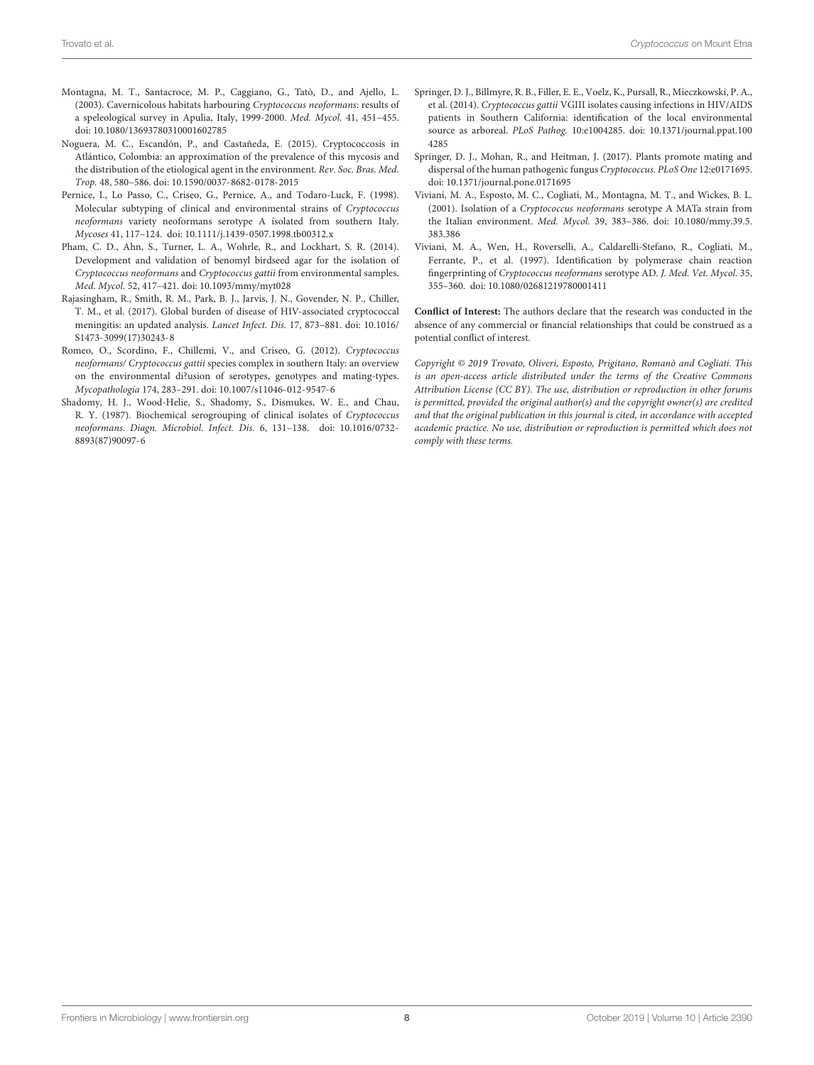Montagna, M. T., Santacroce, M. P., Caggiano, G., Tatò, D., and Ajello, L. (2003). Cavernicolous habitats harbouring *Cryptococcus neoformans*: results of a speleological survey in Apulia, Italy, 1999-2000. *Med. Mycol.* 41, 451–455. doi: 10.1080/13693780310001602785

Noguera, M. C., Escandón, P., and Castañeda, E. (2015). Cryptococcosis in Atlántico, Colombia: an approximation of the prevalence of this mycosis and the distribution of the etiological agent in the environment. *Rev. Soc. Bras. Med. Trop.* 48, 580–586. doi: 10.1590/0037-8682-0178-2015

Pernice, I., Lo Passo, C., Criseo, G., Pernice, A., and Todaro-Luck, F. (1998). Molecular subtyping of clinical and environmental strains of *Cryptococcus neoformans* variety neoformans serotype A isolated from southern Italy. *Mycoses* 41, 117–124. doi: 10.1111/j.1439-0507.1998.tb00312.x

Pham, C. D., Ahn, S., Turner, L. A., Wohrle, R., and Lockhart, S. R. (2014). Development and validation of benomyl birdseed agar for the isolation of *Cryptococcus neoformans* and *Cryptococcus gattii* from environmental samples. *Med. Mycol.* 52, 417–421. doi: 10.1093/mmy/myt028

Rajasingham, R., Smith, R. M., Park, B. J., Jarvis, J. N., Govender, N. P., Chiller, T. M., et al. (2017). Global burden of disease of HIV-associated cryptococcal meningitis: an updated analysis. *Lancet Infect. Dis.* 17, 873–881. doi: 10.1016/S1473-3099(17)30243-8

Romeo, O., Scordino, F., Chillemi, V., and Criseo, G. (2012). *Cryptococcus neoformans/ Cryptococcus gattii* species complex in southern Italy: an overview on the environmental di?usion of serotypes, genotypes and mating-types. *Mycopathologia* 174, 283–291. doi: 10.1007/s11046-012-9547-6

Shadomy, H. J., Wood-Helie, S., Shadomy, S., Dismukes, W. E., and Chau, R. Y. (1987). Biochemical serogrouping of clinical isolates of *Cryptococcus neoformans. Diagn. Microbiol. Infect. Dis.* 6, 131–138. doi: 10.1016/0732-8893(87)90097-6

Springer, D. J., Billmyre, R. B., Filler, E. E., Voelz, K., Pursall, R., Mieczkowski, P. A., et al. (2014). *Cryptococcus gattii* VGIII isolates causing infections in HIV/AIDS patients in Southern California: identification of the local environmental source as arboreal. *PLoS Pathog.* 10:e1004285. doi: 10.1371/journal.ppat.1004285

Springer, D. J., Mohan, R., and Heitman, J. (2017). Plants promote mating and dispersal of the human pathogenic fungus *Cryptococcus. PLoS One* 12:e0171695. doi: 10.1371/journal.pone.0171695

Viviani, M. A., Esposto, M. C., Cogliati, M., Montagna, M. T., and Wickes, B. L. (2001). Isolation of a *Cryptococcus neoformans* serotype A MATa strain from the Italian environment. *Med. Mycol.* 39, 383–386. doi: 10.1080/mmy.39.5.383.386

Viviani, M. A., Wen, H., Roverselli, A., Caldarelli-Stefano, R., Cogliati, M., Ferrante, P., et al. (1997). Identification by polymerase chain reaction fingerprinting of *Cryptococcus neoformans* serotype AD. *J. Med. Vet. Mycol.* 35, 355–360. doi: 10.1080/02681219780001411

**Conflict of Interest:** The authors declare that the research was conducted in the absence of any commercial or financial relationships that could be construed as a potential conflict of interest.

*Copyright © 2019 Trovato, Oliveri, Esposto, Prigitano, Romanò and Cogliati. This is an open-access article distributed under the terms of the Creative Commons Attribution License (CC BY). The use, distribution or reproduction in other forums is permitted, provided the original author(s) and the copyright owner(s) are credited and that the original publication in this journal is cited, in accordance with accepted academic practice. No use, distribution or reproduction is permitted which does not comply with these terms.*